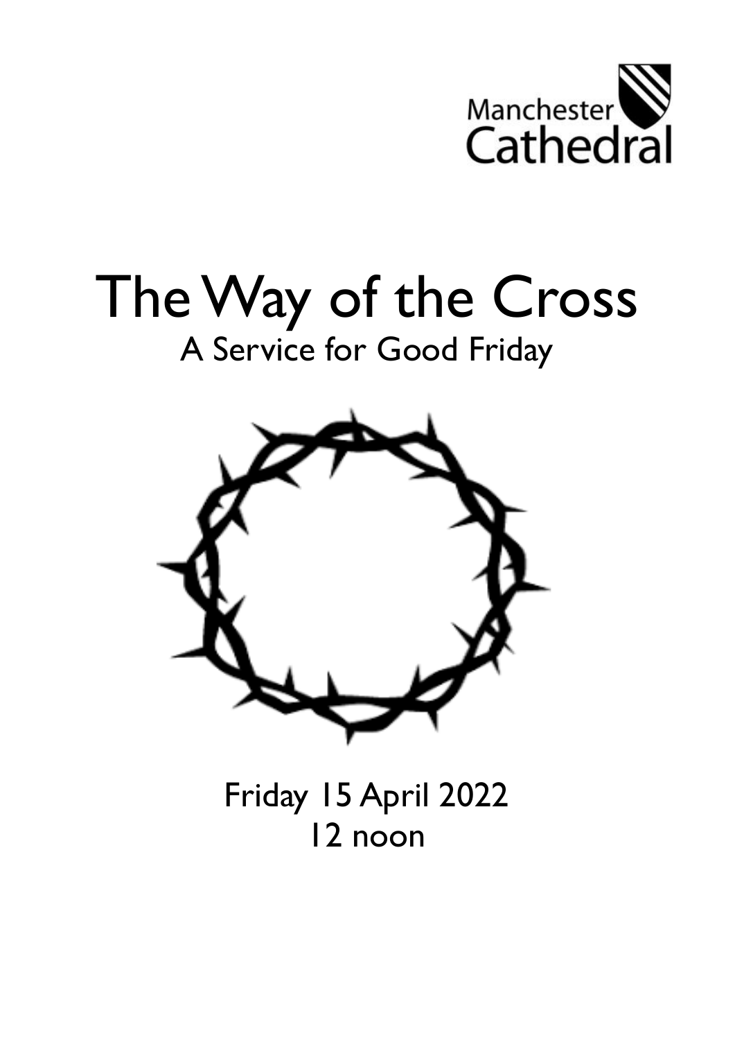Manchester Cathedral

# The Way of the Cross

## A Service for Good Friday

Friday 15 April 2022
12 noon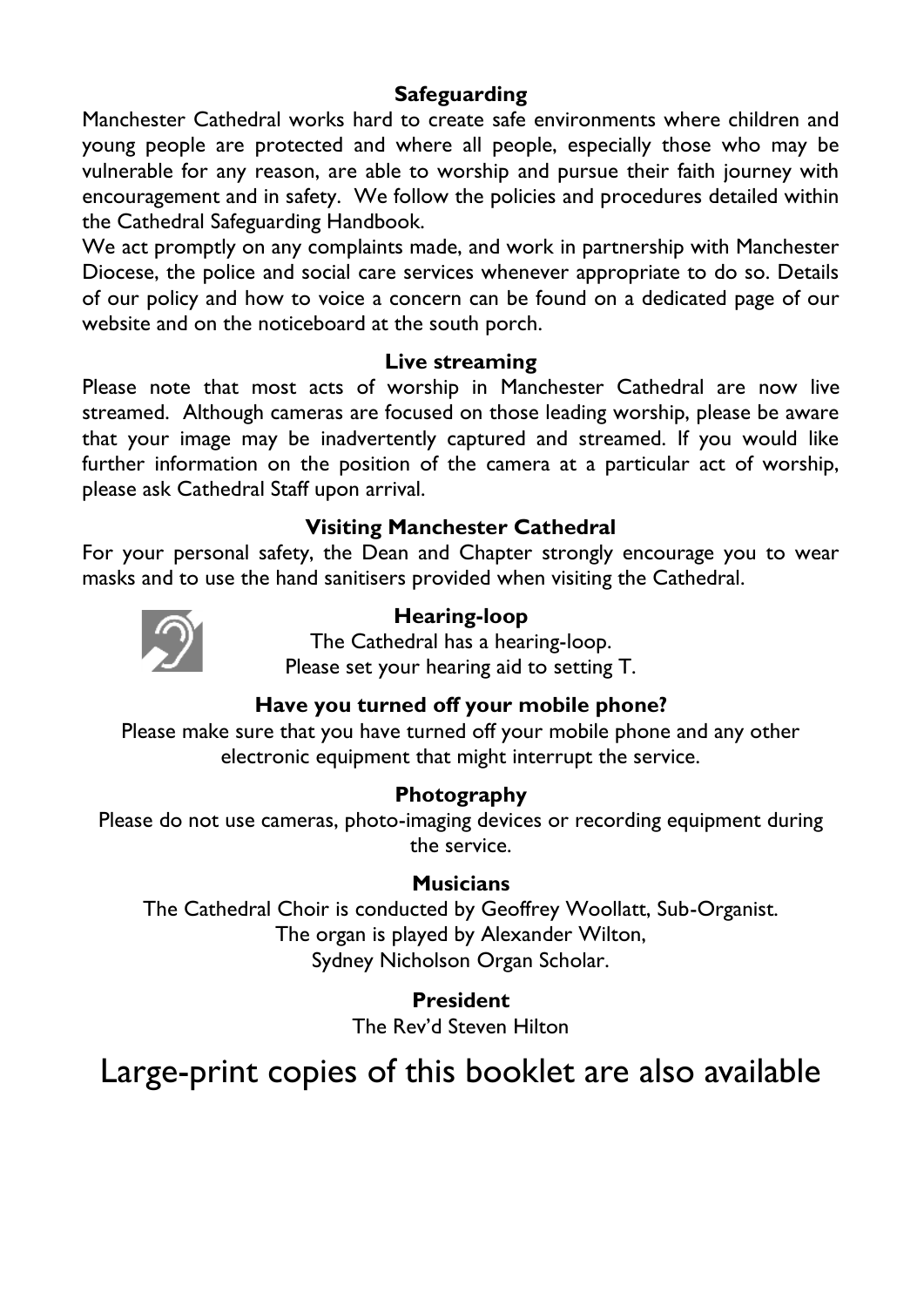## Safeguarding

Manchester Cathedral works hard to create safe environments where children and young people are protected and where all people, especially those who may be vulnerable for any reason, are able to worship and pursue their faith journey with encouragement and in safety. We follow the policies and procedures detailed within the Cathedral Safeguarding Handbook.

We act promptly on any complaints made, and work in partnership with Manchester Diocese, the police and social care services whenever appropriate to do so. Details of our policy and how to voice a concern can be found on a dedicated page of our website and on the noticeboard at the south porch.

## Live streaming

Please note that most acts of worship in Manchester Cathedral are now live streamed. Although cameras are focused on those leading worship, please be aware that your image may be inadvertently captured and streamed. If you would like further information on the position of the camera at a particular act of worship, please ask Cathedral Staff upon arrival.

## Visiting Manchester Cathedral

For your personal safety, the Dean and Chapter strongly encourage you to wear masks and to use the hand sanitisers provided when visiting the Cathedral.

## Hearing-loop

The Cathedral has a hearing-loop.
Please set your hearing aid to setting T.

## Have you turned off your mobile phone?

Please make sure that you have turned off your mobile phone and any other electronic equipment that might interrupt the service.

## Photography

Please do not use cameras, photo-imaging devices or recording equipment during the service.

## Musicians

The Cathedral Choir is conducted by Geoffrey Woollatt, Sub-Organist.
The organ is played by Alexander Wilton,
Sydney Nicholson Organ Scholar.

## President

The Rev'd Steven Hilton

# Large-print copies of this booklet are also available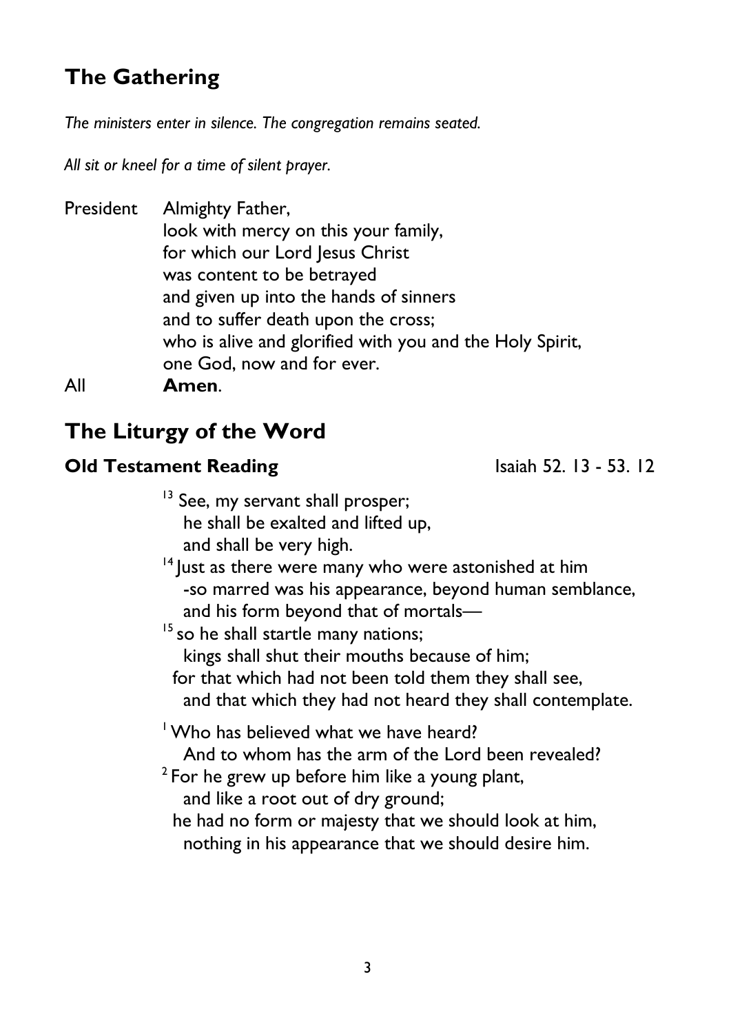## The Gathering

*The ministers enter in silence. The congregation remains seated.*

*All sit or kneel for a time of silent prayer.*

President Almighty Father,
look with mercy on this your family,
for which our Lord Jesus Christ
was content to be betrayed
and given up into the hands of sinners
and to suffer death upon the cross;
who is alive and glorified with you and the Holy Spirit,
one God, now and for ever.

All **Amen**.

## The Liturgy of the Word

### Old Testament Reading — Isaiah 52. 13 - 53. 12

[13] See, my servant shall prosper;
he shall be exalted and lifted up,
and shall be very high.
[14] Just as there were many who were astonished at him
-so marred was his appearance, beyond human semblance,
and his form beyond that of mortals—
[15] so he shall startle many nations;
kings shall shut their mouths because of him;
for that which had not been told them they shall see,
and that which they had not heard they shall contemplate.

[1] Who has believed what we have heard?
And to whom has the arm of the Lord been revealed?
[2] For he grew up before him like a young plant,
and like a root out of dry ground;
he had no form or majesty that we should look at him,
nothing in his appearance that we should desire him.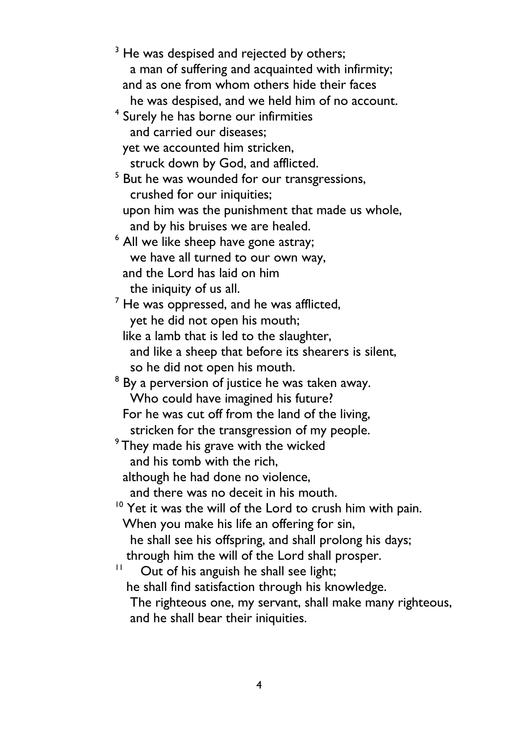[3] He was despised and rejected by others;
  a man of suffering and acquainted with infirmity;
and as one from whom others hide their faces
  he was despised, and we held him of no account.

[4] Surely he has borne our infirmities
  and carried our diseases;
yet we accounted him stricken,
  struck down by God, and afflicted.

[5] But he was wounded for our transgressions,
  crushed for our iniquities;
upon him was the punishment that made us whole,
  and by his bruises we are healed.

[6] All we like sheep have gone astray;
  we have all turned to our own way,
and the Lord has laid on him
  the iniquity of us all.

[7] He was oppressed, and he was afflicted,
  yet he did not open his mouth;
like a lamb that is led to the slaughter,
  and like a sheep that before its shearers is silent,
  so he did not open his mouth.

[8] By a perversion of justice he was taken away.
  Who could have imagined his future?
For he was cut off from the land of the living,
  stricken for the transgression of my people.

[9] They made his grave with the wicked
  and his tomb with the rich,
although he had done no violence,
  and there was no deceit in his mouth.

[10] Yet it was the will of the Lord to crush him with pain.
When you make his life an offering for sin,
  he shall see his offspring, and shall prolong his days;
through him the will of the Lord shall prosper.

[11] Out of his anguish he shall see light;
he shall find satisfaction through his knowledge.
  The righteous one, my servant, shall make many righteous,
  and he shall bear their iniquities.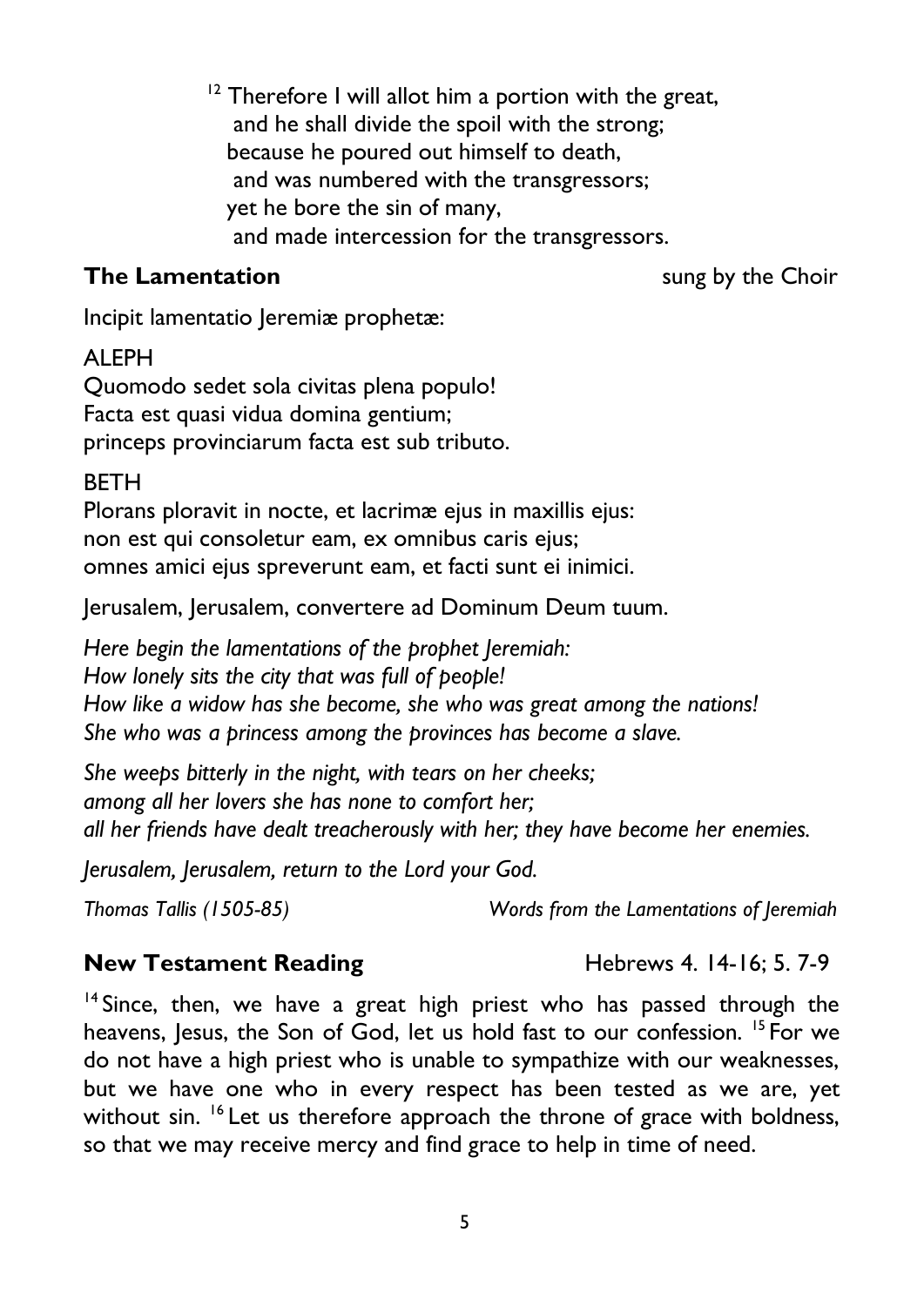[12] Therefore I will allot him a portion with the great,
 and he shall divide the spoil with the strong;
because he poured out himself to death,
 and was numbered with the transgressors;
yet he bore the sin of many,
 and made intercession for the transgressors.

**The Lamentation** sung by the Choir

Incipit lamentatio Jeremiæ prophetæ:

ALEPH
Quomodo sedet sola civitas plena populo!
Facta est quasi vidua domina gentium;
princeps provinciarum facta est sub tributo.

BETH
Plorans ploravit in nocte, et lacrimæ ejus in maxillis ejus:
non est qui consoletur eam, ex omnibus caris ejus;
omnes amici ejus spreverunt eam, et facti sunt ei inimici.

Jerusalem, Jerusalem, convertere ad Dominum Deum tuum.

*Here begin the lamentations of the prophet Jeremiah:*
*How lonely sits the city that was full of people!*
*How like a widow has she become, she who was great among the nations!*
*She who was a princess among the provinces has become a slave.*

*She weeps bitterly in the night, with tears on her cheeks;*
*among all her lovers she has none to comfort her;*
*all her friends have dealt treacherously with her; they have become her enemies.*

*Jerusalem, Jerusalem, return to the Lord your God.*

*Thomas Tallis (1505-85)* *Words from the Lamentations of Jeremiah*

**New Testament Reading** Hebrews 4. 14-16; 5. 7-9

[14] Since, then, we have a great high priest who has passed through the heavens, Jesus, the Son of God, let us hold fast to our confession. [15] For we do not have a high priest who is unable to sympathize with our weaknesses, but we have one who in every respect has been tested as we are, yet without sin. [16] Let us therefore approach the throne of grace with boldness, so that we may receive mercy and find grace to help in time of need.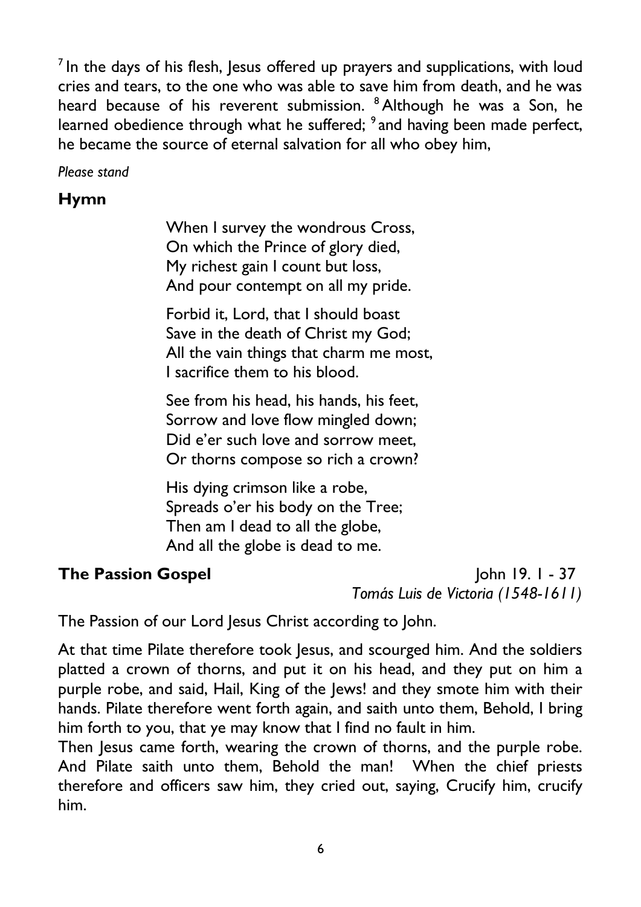[7] In the days of his flesh, Jesus offered up prayers and supplications, with loud cries and tears, to the one who was able to save him from death, and he was heard because of his reverent submission. [8] Although he was a Son, he learned obedience through what he suffered; [9] and having been made perfect, he became the source of eternal salvation for all who obey him,

*Please stand*

## Hymn

When I survey the wondrous Cross,
On which the Prince of glory died,
My richest gain I count but loss,
And pour contempt on all my pride.

Forbid it, Lord, that I should boast
Save in the death of Christ my God;
All the vain things that charm me most,
I sacrifice them to his blood.

See from his head, his hands, his feet,
Sorrow and love flow mingled down;
Did e'er such love and sorrow meet,
Or thorns compose so rich a crown?

His dying crimson like a robe,
Spreads o'er his body on the Tree;
Then am I dead to all the globe,
And all the globe is dead to me.

## The Passion Gospel

John 19. 1 - 37
*Tomás Luis de Victoria (1548-1611)*

The Passion of our Lord Jesus Christ according to John.

At that time Pilate therefore took Jesus, and scourged him. And the soldiers platted a crown of thorns, and put it on his head, and they put on him a purple robe, and said, Hail, King of the Jews! and they smote him with their hands. Pilate therefore went forth again, and saith unto them, Behold, I bring him forth to you, that ye may know that I find no fault in him.
Then Jesus came forth, wearing the crown of thorns, and the purple robe. And Pilate saith unto them, Behold the man! When the chief priests therefore and officers saw him, they cried out, saying, Crucify him, crucify him.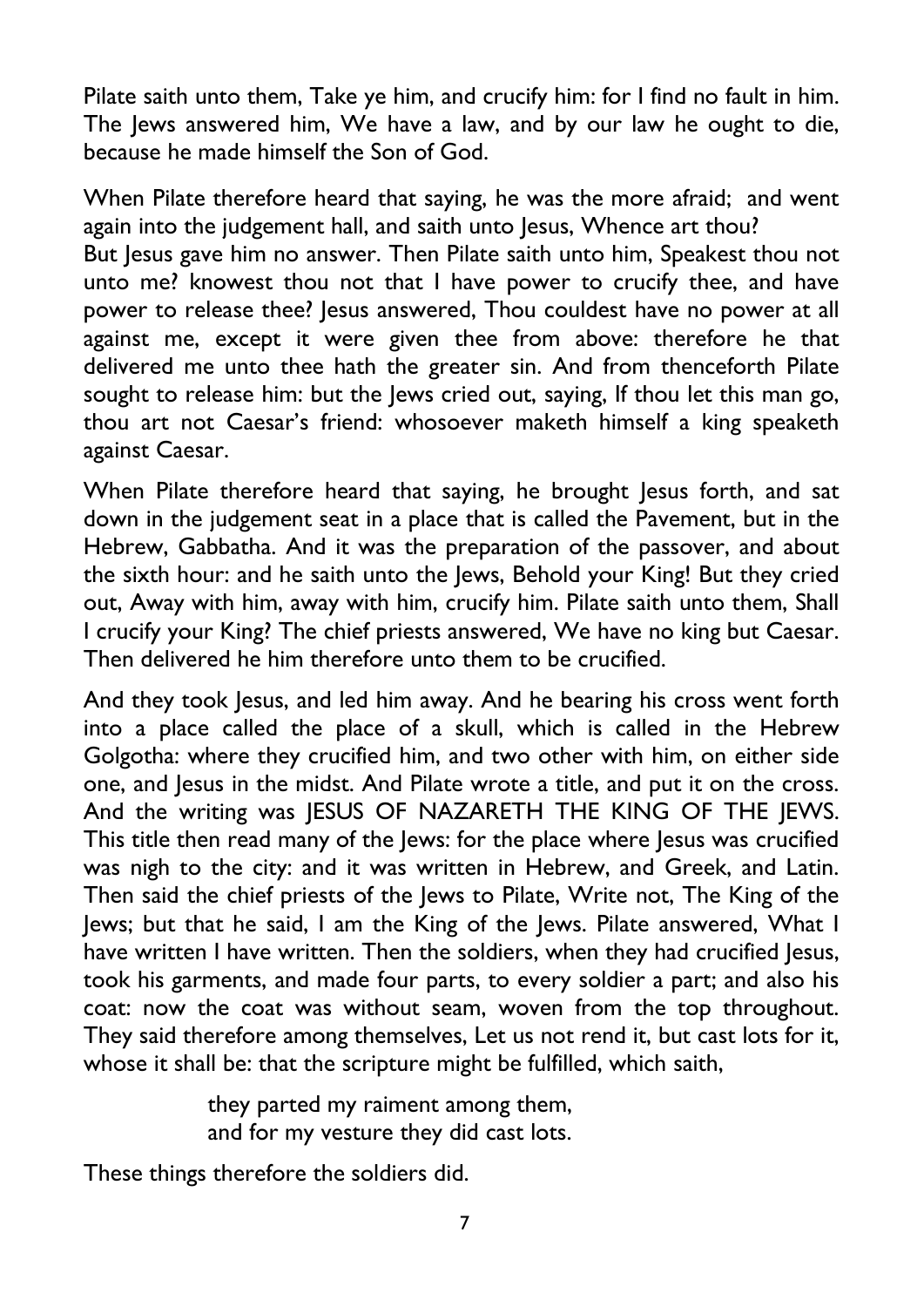Pilate saith unto them, Take ye him, and crucify him: for I find no fault in him. The Jews answered him, We have a law, and by our law he ought to die, because he made himself the Son of God.

When Pilate therefore heard that saying, he was the more afraid; and went again into the judgement hall, and saith unto Jesus, Whence art thou?
But Jesus gave him no answer. Then Pilate saith unto him, Speakest thou not unto me? knowest thou not that I have power to crucify thee, and have power to release thee? Jesus answered, Thou couldest have no power at all against me, except it were given thee from above: therefore he that delivered me unto thee hath the greater sin. And from thenceforth Pilate sought to release him: but the Jews cried out, saying, If thou let this man go, thou art not Caesar's friend: whosoever maketh himself a king speaketh against Caesar.

When Pilate therefore heard that saying, he brought Jesus forth, and sat down in the judgement seat in a place that is called the Pavement, but in the Hebrew, Gabbatha. And it was the preparation of the passover, and about the sixth hour: and he saith unto the Jews, Behold your King! But they cried out, Away with him, away with him, crucify him. Pilate saith unto them, Shall I crucify your King? The chief priests answered, We have no king but Caesar. Then delivered he him therefore unto them to be crucified.

And they took Jesus, and led him away. And he bearing his cross went forth into a place called the place of a skull, which is called in the Hebrew Golgotha: where they crucified him, and two other with him, on either side one, and Jesus in the midst. And Pilate wrote a title, and put it on the cross. And the writing was JESUS OF NAZARETH THE KING OF THE JEWS. This title then read many of the Jews: for the place where Jesus was crucified was nigh to the city: and it was written in Hebrew, and Greek, and Latin. Then said the chief priests of the Jews to Pilate, Write not, The King of the Jews; but that he said, I am the King of the Jews. Pilate answered, What I have written I have written. Then the soldiers, when they had crucified Jesus, took his garments, and made four parts, to every soldier a part; and also his coat: now the coat was without seam, woven from the top throughout. They said therefore among themselves, Let us not rend it, but cast lots for it, whose it shall be: that the scripture might be fulfilled, which saith,

> they parted my raiment among them,
> and for my vesture they did cast lots.

These things therefore the soldiers did.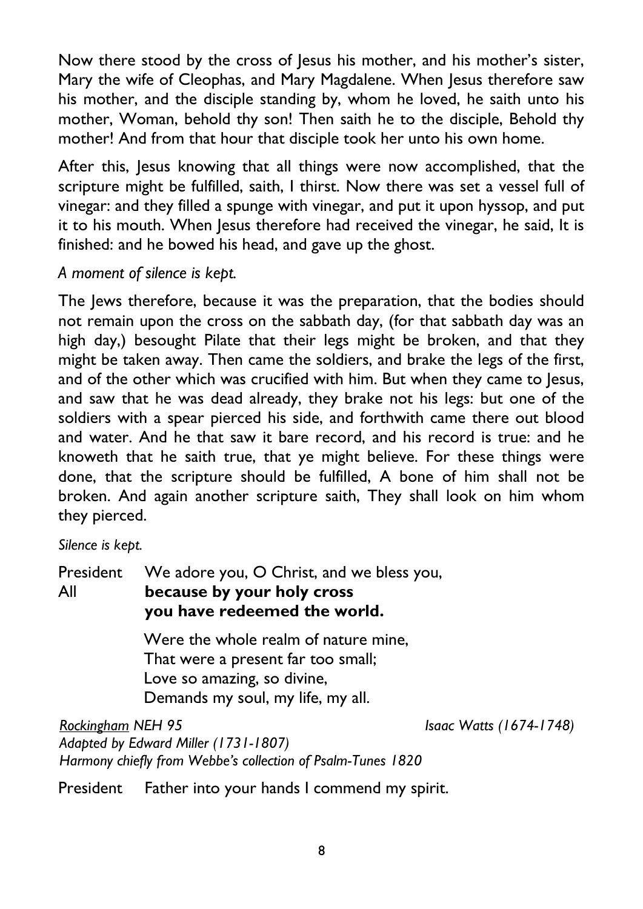Now there stood by the cross of Jesus his mother, and his mother's sister, Mary the wife of Cleophas, and Mary Magdalene. When Jesus therefore saw his mother, and the disciple standing by, whom he loved, he saith unto his mother, Woman, behold thy son! Then saith he to the disciple, Behold thy mother! And from that hour that disciple took her unto his own home.

After this, Jesus knowing that all things were now accomplished, that the scripture might be fulfilled, saith, I thirst. Now there was set a vessel full of vinegar: and they filled a spunge with vinegar, and put it upon hyssop, and put it to his mouth. When Jesus therefore had received the vinegar, he said, It is finished: and he bowed his head, and gave up the ghost.

*A moment of silence is kept.*

The Jews therefore, because it was the preparation, that the bodies should not remain upon the cross on the sabbath day, (for that sabbath day was an high day,) besought Pilate that their legs might be broken, and that they might be taken away. Then came the soldiers, and brake the legs of the first, and of the other which was crucified with him. But when they came to Jesus, and saw that he was dead already, they brake not his legs: but one of the soldiers with a spear pierced his side, and forthwith came there out blood and water. And he that saw it bare record, and his record is true: and he knoweth that he saith true, that ye might believe. For these things were done, that the scripture should be fulfilled, A bone of him shall not be broken. And again another scripture saith, They shall look on him whom they pierced.

*Silence is kept.*

President We adore you, O Christ, and we bless you,
All **because by your holy cross**
**you have redeemed the world.**

Were the whole realm of nature mine,
That were a present far too small;
Love so amazing, so divine,
Demands my soul, my life, my all.

*Rockingham NEH 95* *Isaac Watts (1674-1748)*
*Adapted by Edward Miller (1731-1807)*
*Harmony chiefly from Webbe's collection of Psalm-Tunes 1820*

President Father into your hands I commend my spirit.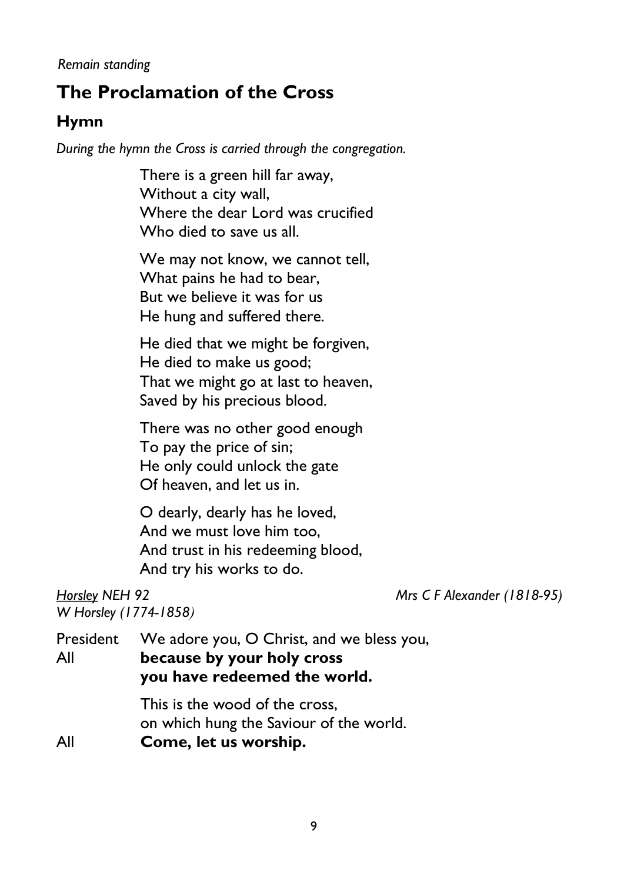*Remain standing*

## The Proclamation of the Cross

### Hymn

*During the hymn the Cross is carried through the congregation.*

There is a green hill far away,
Without a city wall,
Where the dear Lord was crucified
Who died to save us all.

We may not know, we cannot tell,
What pains he had to bear,
But we believe it was for us
He hung and suffered there.

He died that we might be forgiven,
He died to make us good;
That we might go at last to heaven,
Saved by his precious blood.

There was no other good enough
To pay the price of sin;
He only could unlock the gate
Of heaven, and let us in.

O dearly, dearly has he loved,
And we must love him too,
And trust in his redeeming blood,
And try his works to do.

*Horsley NEH 92* — *Mrs C F Alexander (1818-95)*
*W Horsley (1774-1858)*

President We adore you, O Christ, and we bless you,
All **because by your holy cross**
**you have redeemed the world.**

This is the wood of the cross,
on which hung the Saviour of the world.
All **Come, let us worship.**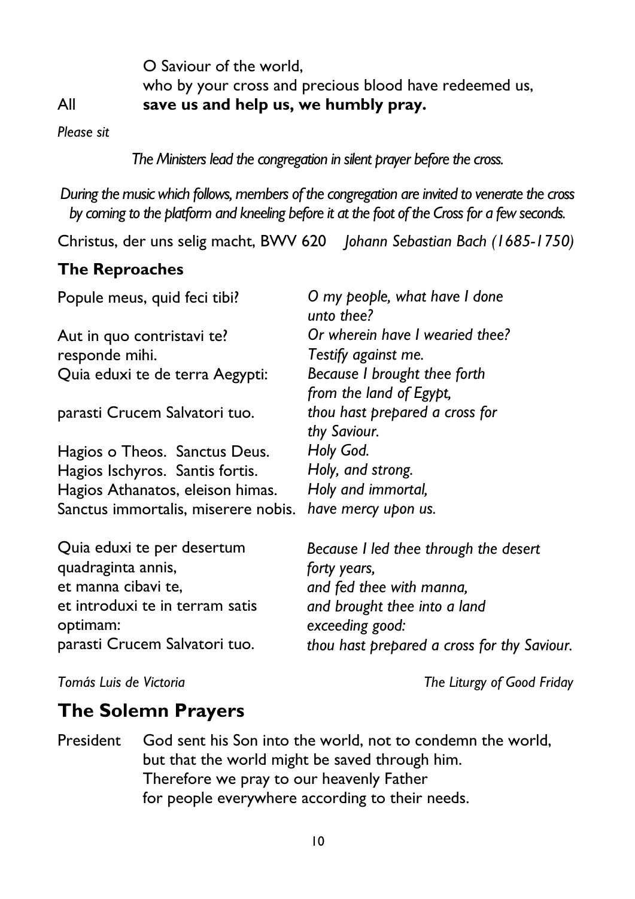O Saviour of the world,
who by your cross and precious blood have redeemed us,

All **save us and help us, we humbly pray.**

*Please sit*

*The Ministers lead the congregation in silent prayer before the cross.*

*During the music which follows, members of the congregation are invited to venerate the cross by coming to the platform and kneeling before it at the foot of the Cross for a few seconds.*

Christus, der uns selig macht, BWV 620 *Johann Sebastian Bach (1685-1750)*

### The Reproaches

| | |
|---|---|
| Popule meus, quid feci tibi? | *O my people, what have I done unto thee?* |
| Aut in quo contristavi te? | *Or wherein have I wearied thee?* |
| responde mihi. | *Testify against me.* |
| Quia eduxi te de terra Aegypti: | *Because I brought thee forth from the land of Egypt,* |
| parasti Crucem Salvatori tuo. | *thou hast prepared a cross for thy Saviour.* |
| Hagios o Theos. Sanctus Deus. | *Holy God.* |
| Hagios Ischyros. Santis fortis. | *Holy, and strong.* |
| Hagios Athanatos, eleison himas. | *Holy and immortal,* |
| Sanctus immortalis, miserere nobis. | *have mercy upon us.* |
| Quia eduxi te per desertum | *Because I led thee through the desert* |
| quadraginta annis, | *forty years,* |
| et manna cibavi te, | *and fed thee with manna,* |
| et introduxi te in terram satis | *and brought thee into a land* |
| optimam: | *exceeding good:* |
| parasti Crucem Salvatori tuo. | *thou hast prepared a cross for thy Saviour.* |

*Tomás Luis de Victoria* *The Liturgy of Good Friday*

## The Solemn Prayers

President God sent his Son into the world, not to condemn the world,
but that the world might be saved through him.
Therefore we pray to our heavenly Father
for people everywhere according to their needs.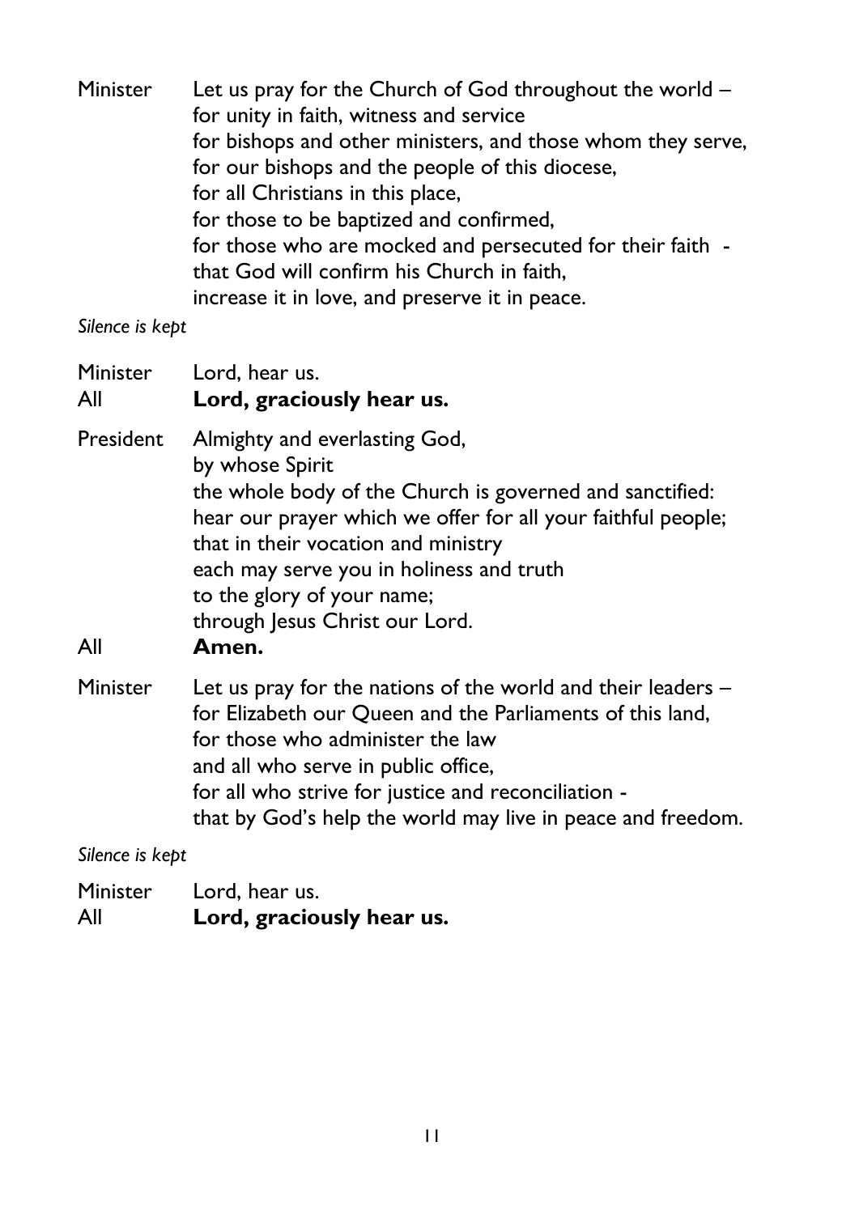Minister Let us pray for the Church of God throughout the world –
for unity in faith, witness and service
for bishops and other ministers, and those whom they serve,
for our bishops and the people of this diocese,
for all Christians in this place,
for those to be baptized and confirmed,
for those who are mocked and persecuted for their faith -
that God will confirm his Church in faith,
increase it in love, and preserve it in peace.

*Silence is kept*

Minister Lord, hear us.
All **Lord, graciously hear us.**

President Almighty and everlasting God,
by whose Spirit
the whole body of the Church is governed and sanctified:
hear our prayer which we offer for all your faithful people;
that in their vocation and ministry
each may serve you in holiness and truth
to the glory of your name;
through Jesus Christ our Lord.
All **Amen.**

Minister Let us pray for the nations of the world and their leaders –
for Elizabeth our Queen and the Parliaments of this land,
for those who administer the law
and all who serve in public office,
for all who strive for justice and reconciliation -
that by God's help the world may live in peace and freedom.

*Silence is kept*

Minister Lord, hear us.
All **Lord, graciously hear us.**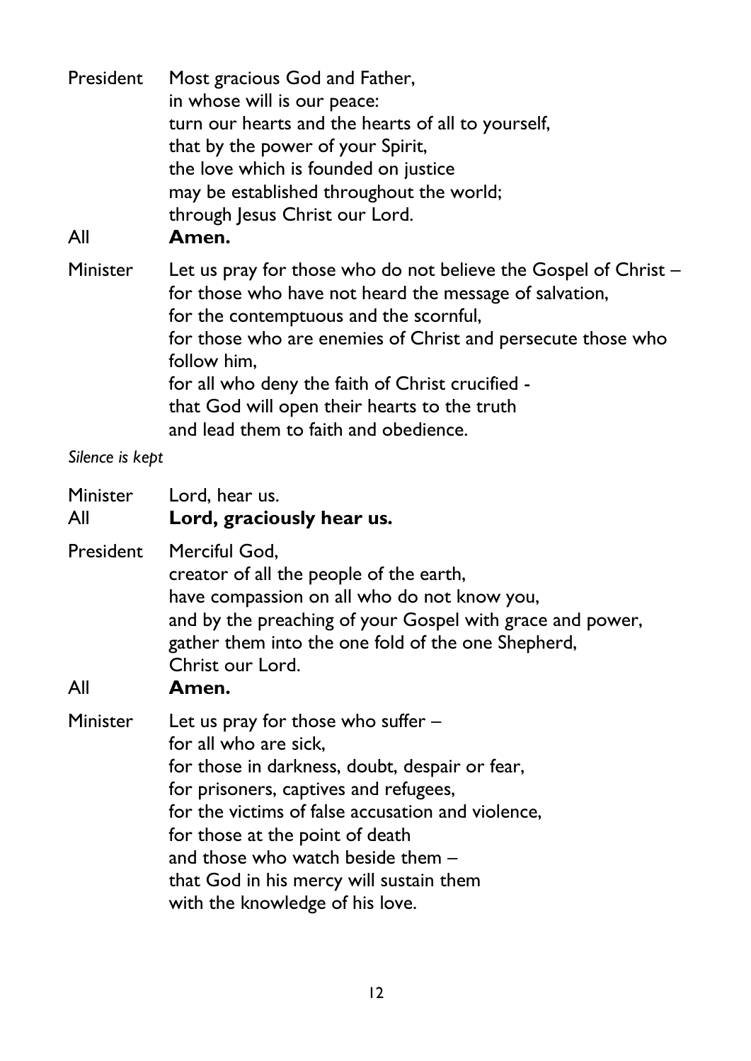President Most gracious God and Father,
in whose will is our peace:
turn our hearts and the hearts of all to yourself,
that by the power of your Spirit,
the love which is founded on justice
may be established throughout the world;
through Jesus Christ our Lord.

All **Amen.**

Minister Let us pray for those who do not believe the Gospel of Christ –
for those who have not heard the message of salvation,
for the contemptuous and the scornful,
for those who are enemies of Christ and persecute those who follow him,
for all who deny the faith of Christ crucified -
that God will open their hearts to the truth
and lead them to faith and obedience.

*Silence is kept*

Minister Lord, hear us.
All **Lord, graciously hear us.**

President Merciful God,
creator of all the people of the earth,
have compassion on all who do not know you,
and by the preaching of your Gospel with grace and power,
gather them into the one fold of the one Shepherd,
Christ our Lord.

All **Amen.**

Minister Let us pray for those who suffer –
for all who are sick,
for those in darkness, doubt, despair or fear,
for prisoners, captives and refugees,
for the victims of false accusation and violence,
for those at the point of death
and those who watch beside them –
that God in his mercy will sustain them
with the knowledge of his love.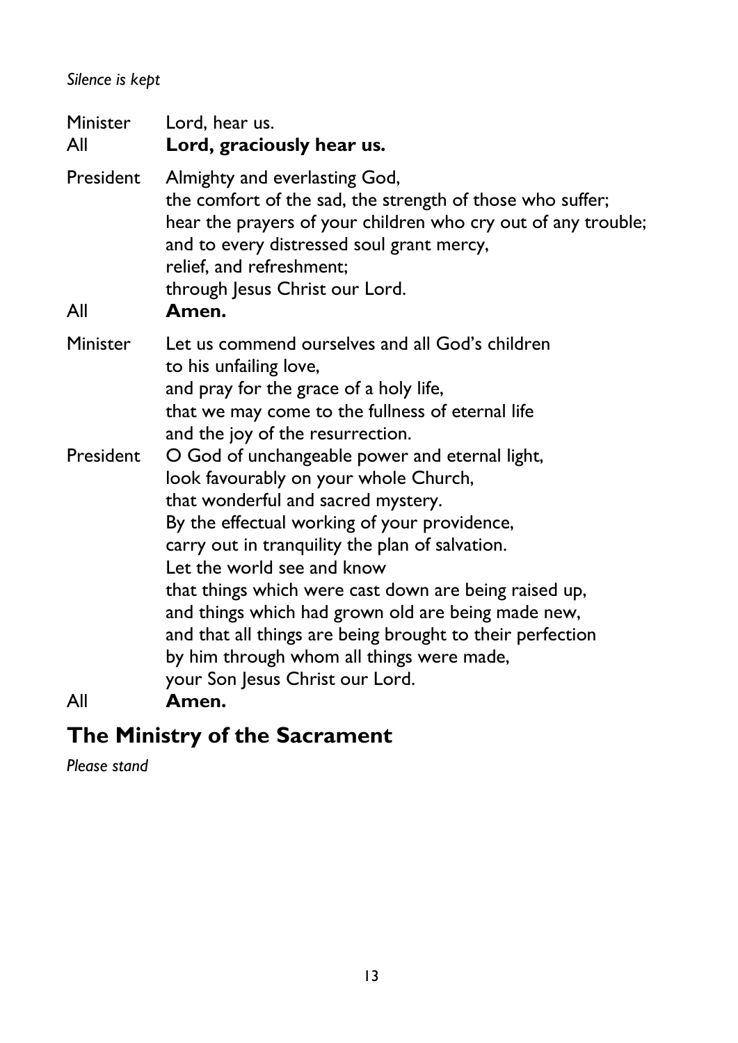*Silence is kept*

Minister Lord, hear us.
All **Lord, graciously hear us.**

President Almighty and everlasting God,
the comfort of the sad, the strength of those who suffer;
hear the prayers of your children who cry out of any trouble;
and to every distressed soul grant mercy,
relief, and refreshment;
through Jesus Christ our Lord.
All **Amen.**

Minister Let us commend ourselves and all God's children
to his unfailing love,
and pray for the grace of a holy life,
that we may come to the fullness of eternal life
and the joy of the resurrection.

President O God of unchangeable power and eternal light,
look favourably on your whole Church,
that wonderful and sacred mystery.
By the effectual working of your providence,
carry out in tranquility the plan of salvation.
Let the world see and know
that things which were cast down are being raised up,
and things which had grown old are being made new,
and that all things are being brought to their perfection
by him through whom all things were made,
your Son Jesus Christ our Lord.
All **Amen.**

## The Ministry of the Sacrament

*Please stand*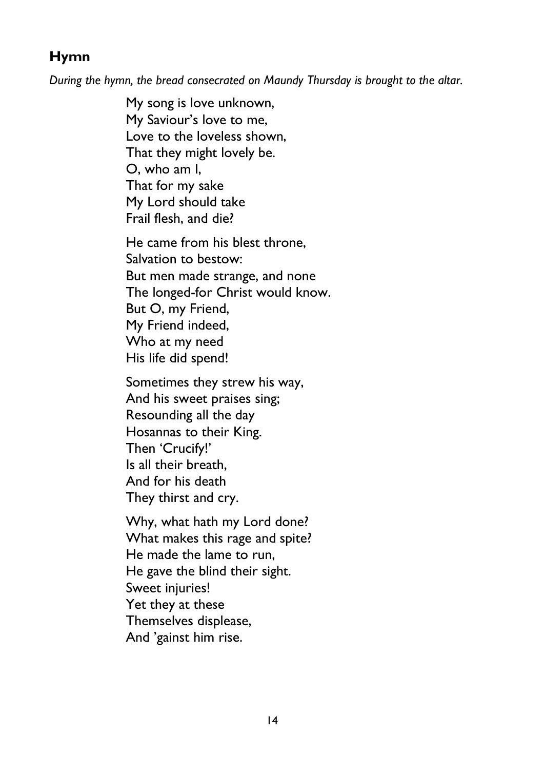## Hymn

*During the hymn, the bread consecrated on Maundy Thursday is brought to the altar.*

My song is love unknown,  
My Saviour's love to me,  
Love to the loveless shown,  
That they might lovely be.  
O, who am I,  
That for my sake  
My Lord should take  
Frail flesh, and die?

He came from his blest throne,  
Salvation to bestow:  
But men made strange, and none  
The longed-for Christ would know.  
But O, my Friend,  
My Friend indeed,  
Who at my need  
His life did spend!

Sometimes they strew his way,  
And his sweet praises sing;  
Resounding all the day  
Hosannas to their King.  
Then 'Crucify!'  
Is all their breath,  
And for his death  
They thirst and cry.

Why, what hath my Lord done?  
What makes this rage and spite?  
He made the lame to run,  
He gave the blind their sight.  
Sweet injuries!  
Yet they at these  
Themselves displease,  
And 'gainst him rise.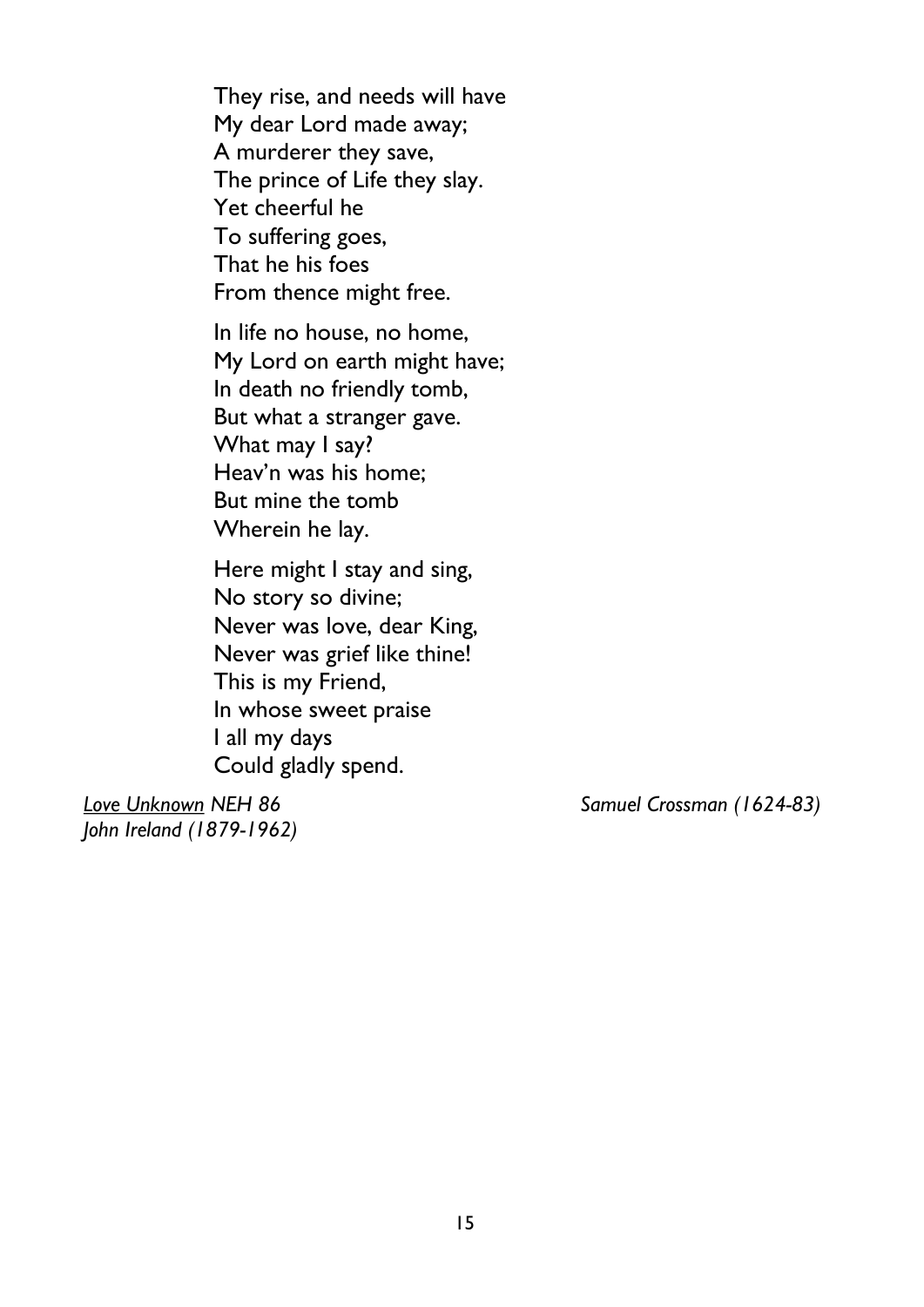They rise, and needs will have  
My dear Lord made away;  
A murderer they save,  
The prince of Life they slay.  
Yet cheerful he  
To suffering goes,  
That he his foes  
From thence might free.

In life no house, no home,  
My Lord on earth might have;  
In death no friendly tomb,  
But what a stranger gave.  
What may I say?  
Heav'n was his home;  
But mine the tomb  
Wherein he lay.

Here might I stay and sing,  
No story so divine;  
Never was love, dear King,  
Never was grief like thine!  
This is my Friend,  
In whose sweet praise  
I all my days  
Could gladly spend.

*Love Unknown NEH 86*  
*John Ireland (1879-1962)*

*Samuel Crossman (1624-83)*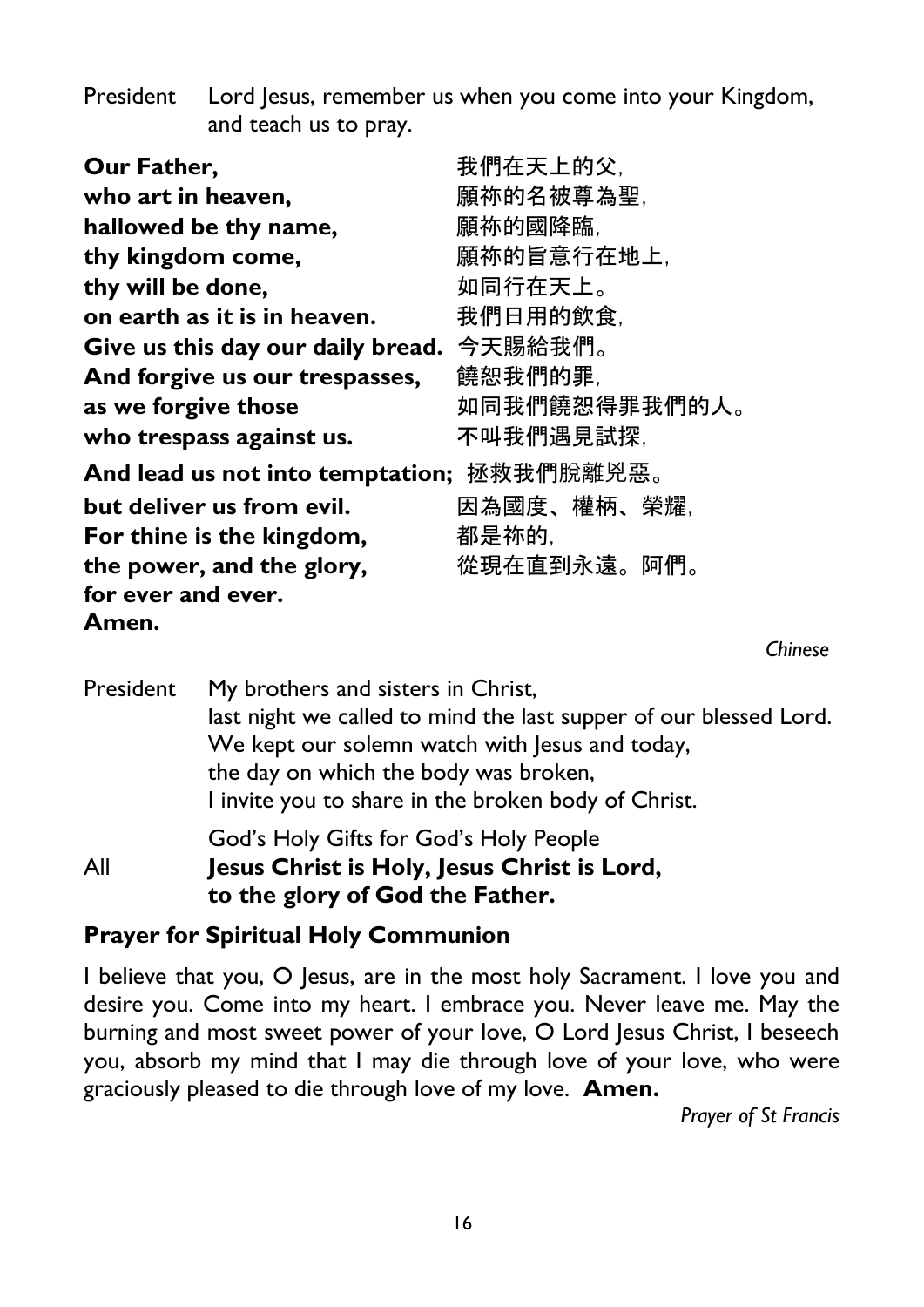President Lord Jesus, remember us when you come into your Kingdom, and teach us to pray.

| | |
|---|---|
| **Our Father,** | 我們在天上的父, |
| **who art in heaven,** | 願祢的名被尊為聖, |
| **hallowed be thy name,** | 願祢的國降臨, |
| **thy kingdom come,** | 願祢的旨意行在地上, |
| **thy will be done,** | 如同行在天上。 |
| **on earth as it is in heaven.** | 我們日用的飲食, |
| **Give us this day our daily bread.** | 今天賜給我們。 |
| **And forgive us our trespasses,** | 饒恕我們的罪, |
| **as we forgive those** | 如同我們饒恕得罪我們的人。 |
| **who trespass against us.** | 不叫我們遇見試探, |
| **And lead us not into temptation;** | 拯救我們脫離兇惡。 |
| **but deliver us from evil.** | 因為國度、權柄、榮耀, |
| **For thine is the kingdom,** | 都是祢的, |
| **the power, and the glory,** | 從現在直到永遠。阿們。 |
| **for ever and ever.** | |
| **Amen.** | |

*Chinese*

President My brothers and sisters in Christ,
last night we called to mind the last supper of our blessed Lord.
We kept our solemn watch with Jesus and today,
the day on which the body was broken,
I invite you to share in the broken body of Christ.

God's Holy Gifts for God's Holy People

All **Jesus Christ is Holy, Jesus Christ is Lord,**
**to the glory of God the Father.**

**Prayer for Spiritual Holy Communion**

I believe that you, O Jesus, are in the most holy Sacrament. I love you and desire you. Come into my heart. I embrace you. Never leave me. May the burning and most sweet power of your love, O Lord Jesus Christ, I beseech you, absorb my mind that I may die through love of your love, who were graciously pleased to die through love of my love. **Amen.**

*Prayer of St Francis*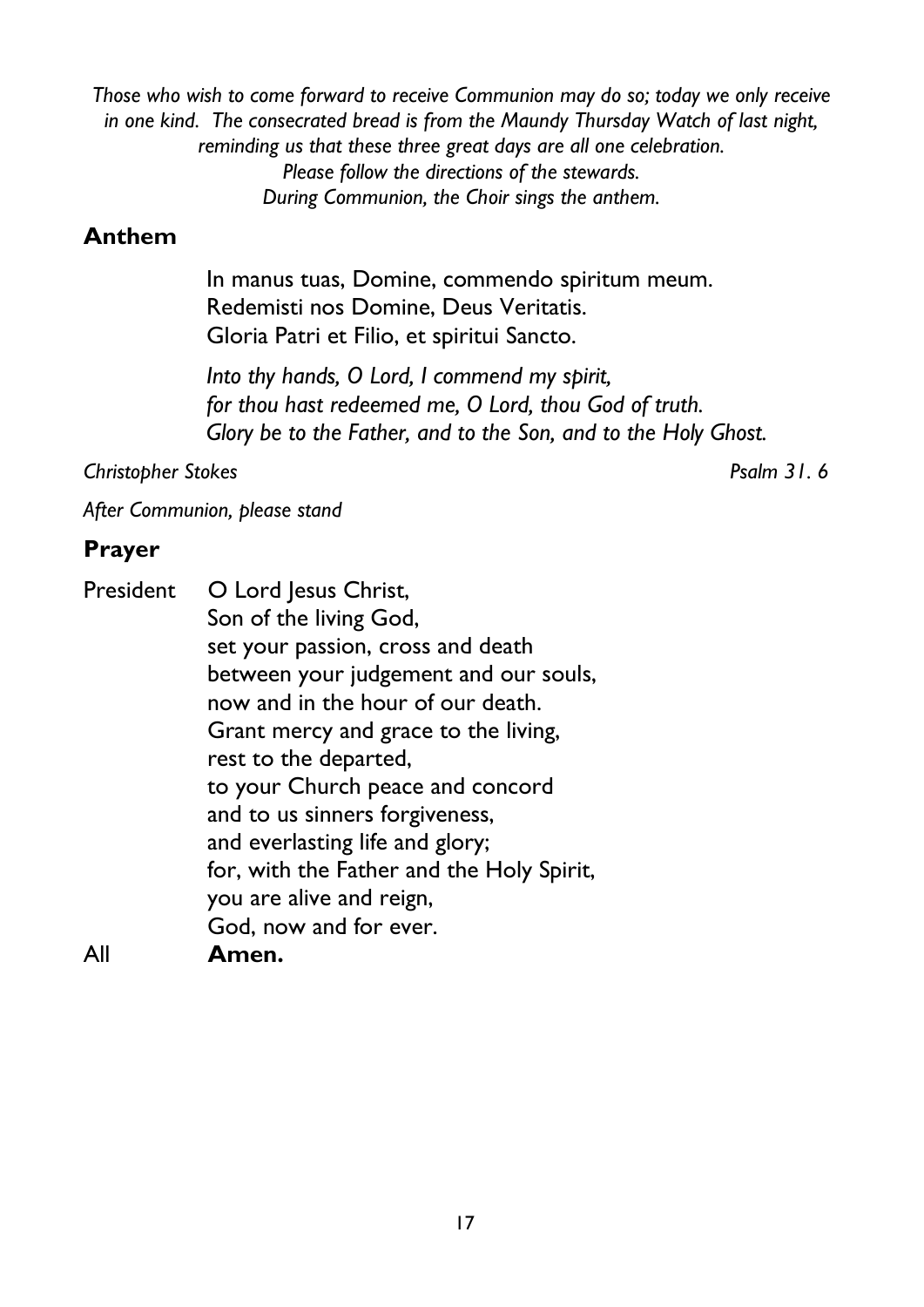*Those who wish to come forward to receive Communion may do so; today we only receive in one kind. The consecrated bread is from the Maundy Thursday Watch of last night, reminding us that these three great days are all one celebration. Please follow the directions of the stewards. During Communion, the Choir sings the anthem.*

## Anthem

In manus tuas, Domine, commendo spiritum meum.
Redemisti nos Domine, Deus Veritatis.
Gloria Patri et Filio, et spiritui Sancto.

*Into thy hands, O Lord, I commend my spirit,*
*for thou hast redeemed me, O Lord, thou God of truth.*
*Glory be to the Father, and to the Son, and to the Holy Ghost.*

*Christopher Stokes* *Psalm 31. 6*

*After Communion, please stand*

## Prayer

President O Lord Jesus Christ,
Son of the living God,
set your passion, cross and death
between your judgement and our souls,
now and in the hour of our death.
Grant mercy and grace to the living,
rest to the departed,
to your Church peace and concord
and to us sinners forgiveness,
and everlasting life and glory;
for, with the Father and the Holy Spirit,
you are alive and reign,
God, now and for ever.

All **Amen.**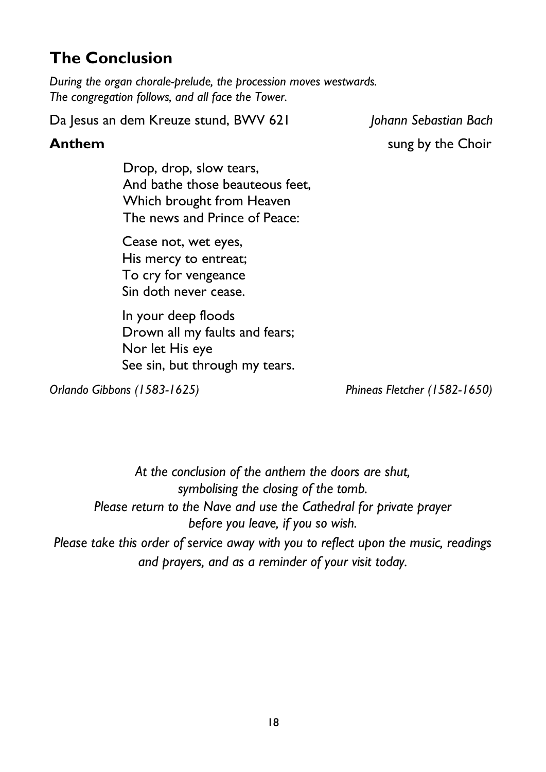## The Conclusion

*During the organ chorale-prelude, the procession moves westwards.*
*The congregation follows, and all face the Tower.*

Da Jesus an dem Kreuze stund, BWV 621 — *Johann Sebastian Bach*

**Anthem** — sung by the Choir

Drop, drop, slow tears,
And bathe those beauteous feet,
Which brought from Heaven
The news and Prince of Peace:

Cease not, wet eyes,
His mercy to entreat;
To cry for vengeance
Sin doth never cease.

In your deep floods
Drown all my faults and fears;
Nor let His eye
See sin, but through my tears.

*Orlando Gibbons (1583-1625)* — *Phineas Fletcher (1582-1650)*

*At the conclusion of the anthem the doors are shut,*
*symbolising the closing of the tomb.*
*Please return to the Nave and use the Cathedral for private prayer*
*before you leave, if you so wish.*
*Please take this order of service away with you to reflect upon the music, readings*
*and prayers, and as a reminder of your visit today.*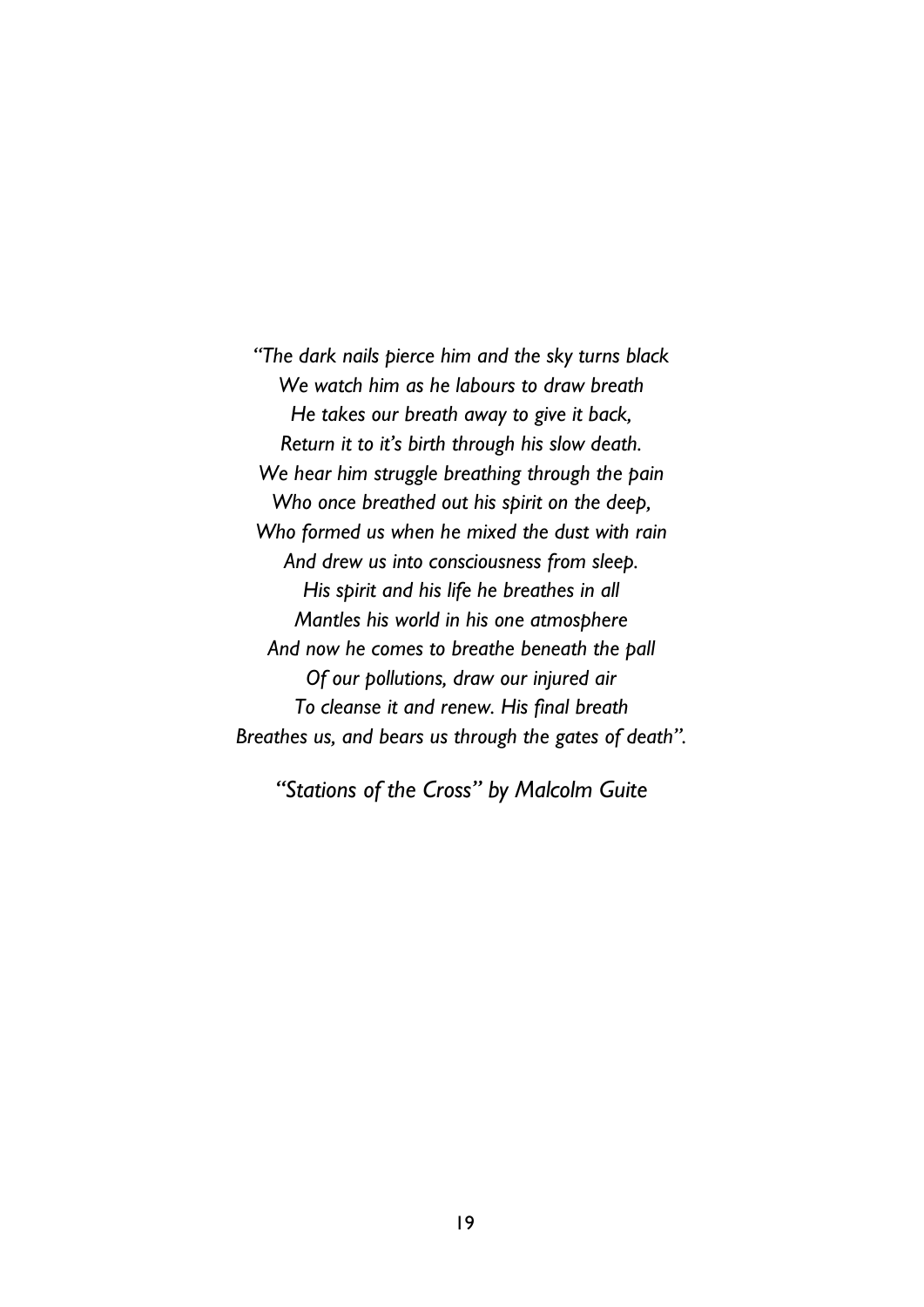*"The dark nails pierce him and the sky turns black*
*We watch him as he labours to draw breath*
*He takes our breath away to give it back,*
*Return it to it's birth through his slow death.*
*We hear him struggle breathing through the pain*
*Who once breathed out his spirit on the deep,*
*Who formed us when he mixed the dust with rain*
*And drew us into consciousness from sleep.*
*His spirit and his life he breathes in all*
*Mantles his world in his one atmosphere*
*And now he comes to breathe beneath the pall*
*Of our pollutions, draw our injured air*
*To cleanse it and renew. His final breath*
*Breathes us, and bears us through the gates of death".*

*"Stations of the Cross" by Malcolm Guite*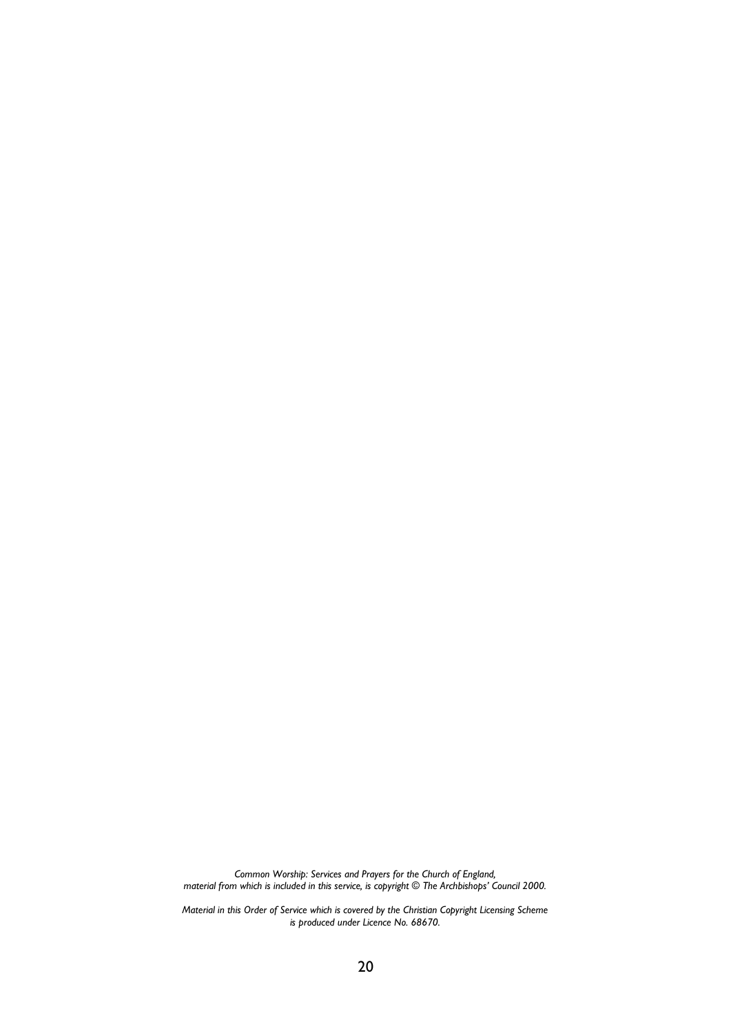*Common Worship: Services and Prayers for the Church of England,*
*material from which is included in this service, is copyright © The Archbishops' Council 2000.*

*Material in this Order of Service which is covered by the Christian Copyright Licensing Scheme*
*is produced under Licence No. 68670.*